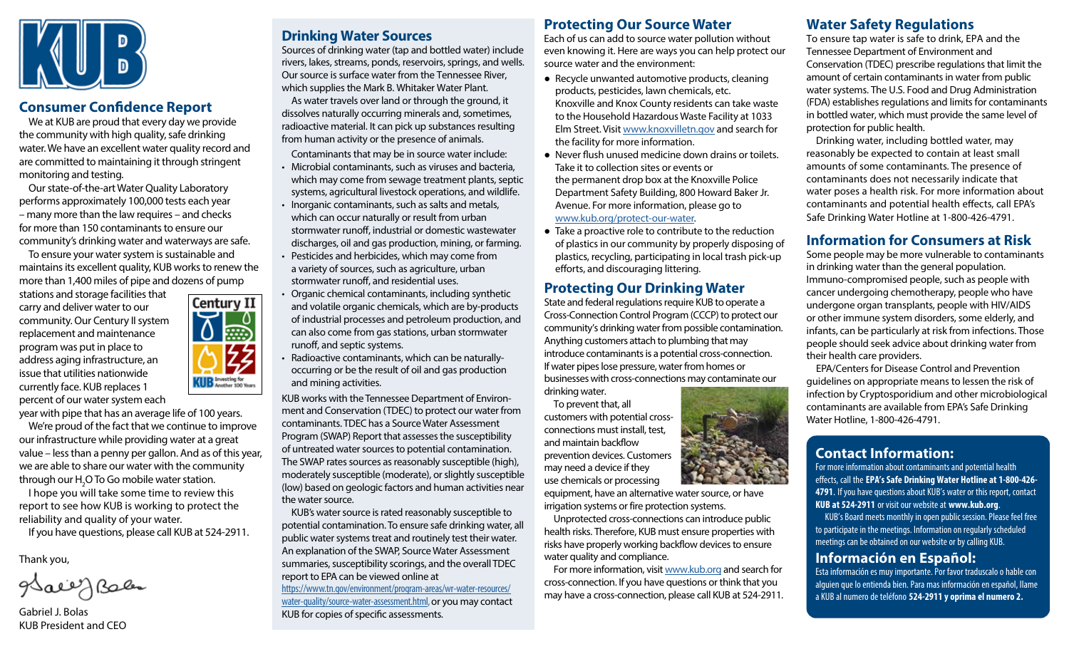# Consumer Confidence Report

We at KUB are proud that every day we provide the community with high quality, safe drinking water. We have an excellent water quality record and are committed to maintaining it through stringent monitoring and testing.

Our state-of-the-art Water Quality Laboratory performs approximately 100,000 tests each year – many more than the law requires – and checks for more than 150 contaminants to ensure our community's drinking water and waterways are safe.

To ensure your water system is sustainable and maintains its excellent quality, KUB works to renew the more than 1,400 miles of pipe and dozens of pump stations and storage facilities that carry and deliver water to our community. Our Century II system replacement and maintenance program was put in place to address aging infrastructure, an issue that utilities nationwide currently face. KUB replaces 1 percent of our water system each year with pipe that has an average life of 100 years.

We're proud of the fact that we continue to improve our infrastructure while providing water at a great value – less than a penny per gallon. And as of this year, we are able to share our water with the community through our $H_2O$ To Go mobile water station.

I hope you will take some time to review this report to see how KUB is working to protect the reliability and quality of your water.

If you have questions, please call KUB at 524-2911.

Thank you,

Gabriel J. Bolas
KUB President and CEO

## Drinking Water Sources

Sources of drinking water (tap and bottled water) include rivers, lakes, streams, ponds, reservoirs, springs, and wells. Our source is surface water from the Tennessee River, which supplies the Mark B. Whitaker Water Plant.

As water travels over land or through the ground, it dissolves naturally occurring minerals and, sometimes, radioactive material. It can pick up substances resulting from human activity or the presence of animals.

Contaminants that may be in source water include:

- Microbial contaminants, such as viruses and bacteria, which may come from sewage treatment plants, septic systems, agricultural livestock operations, and wildlife.
- Inorganic contaminants, such as salts and metals, which can occur naturally or result from urban stormwater runoff, industrial or domestic wastewater discharges, oil and gas production, mining, or farming.
- Pesticides and herbicides, which may come from a variety of sources, such as agriculture, urban stormwater runoff, and residential uses.
- Organic chemical contaminants, including synthetic and volatile organic chemicals, which are by-products of industrial processes and petroleum production, and can also come from gas stations, urban stormwater runoff, and septic systems.
- Radioactive contaminants, which can be naturally-occurring or be the result of oil and gas production and mining activities.

KUB works with the Tennessee Department of Environment and Conservation (TDEC) to protect our water from contaminants. TDEC has a Source Water Assessment Program (SWAP) Report that assesses the susceptibility of untreated water sources to potential contamination. The SWAP rates sources as reasonably susceptible (high), moderately susceptible (moderate), or slightly susceptible (low) based on geologic factors and human activities near the water source.

KUB's water source is rated reasonably susceptible to potential contamination. To ensure safe drinking water, all public water systems treat and routinely test their water. An explanation of the SWAP, Source Water Assessment summaries, susceptibility scorings, and the overall TDEC report to EPA can be viewed online at https://www.tn.gov/environment/program-areas/wr-water-resources/water-quality/source-water-assessment.html, or you may contact KUB for copies of specific assessments.

## Protecting Our Source Water

Each of us can add to source water pollution without even knowing it. Here are ways you can help protect our source water and the environment:

- Recycle unwanted automotive products, cleaning products, pesticides, lawn chemicals, etc. Knoxville and Knox County residents can take waste to the Household Hazardous Waste Facility at 1033 Elm Street. Visit www.knoxvilletn.gov and search for the facility for more information.
- Never flush unused medicine down drains or toilets. Take it to collection sites or events or the permanent drop box at the Knoxville Police Department Safety Building, 800 Howard Baker Jr. Avenue. For more information, please go to www.kub.org/protect-our-water.
- Take a proactive role to contribute to the reduction of plastics in our community by properly disposing of plastics, recycling, participating in local trash pick-up efforts, and discouraging littering.

## Protecting Our Drinking Water

State and federal regulations require KUB to operate a Cross-Connection Control Program (CCCP) to protect our community's drinking water from possible contamination. Anything customers attach to plumbing that may introduce contaminants is a potential cross-connection. If water pipes lose pressure, water from homes or businesses with cross-connections may contaminate our drinking water.

To prevent that, all customers with potential cross-connections must install, test, and maintain backflow prevention devices. Customers may need a device if they use chemicals or processing equipment, have an alternative water source, or have irrigation systems or fire protection systems.

Unprotected cross-connections can introduce public health risks. Therefore, KUB must ensure properties with risks have properly working backflow devices to ensure water quality and compliance.

For more information, visit www.kub.org and search for cross-connection. If you have questions or think that you may have a cross-connection, please call KUB at 524-2911.

## Water Safety Regulations

To ensure tap water is safe to drink, EPA and the Tennessee Department of Environment and Conservation (TDEC) prescribe regulations that limit the amount of certain contaminants in water from public water systems. The U.S. Food and Drug Administration (FDA) establishes regulations and limits for contaminants in bottled water, which must provide the same level of protection for public health.

Drinking water, including bottled water, may reasonably be expected to contain at least small amounts of some contaminants. The presence of contaminants does not necessarily indicate that water poses a health risk. For more information about contaminants and potential health effects, call EPA's Safe Drinking Water Hotline at 1-800-426-4791.

## Information for Consumers at Risk

Some people may be more vulnerable to contaminants in drinking water than the general population. Immuno-compromised people, such as people with cancer undergoing chemotherapy, people who have undergone organ transplants, people with HIV/AIDS or other immune system disorders, some elderly, and infants, can be particularly at risk from infections. Those people should seek advice about drinking water from their health care providers.

EPA/Centers for Disease Control and Prevention guidelines on appropriate means to lessen the risk of infection by Cryptosporidium and other microbiological contaminants are available from EPA's Safe Drinking Water Hotline, 1-800-426-4791.

## Contact Information:

For more information about contaminants and potential health effects, call the **EPA's Safe Drinking Water Hotline at 1-800-426-4791**. If you have questions about KUB's water or this report, contact **KUB at 524-2911** or visit our website at **www.kub.org**.

KUB's Board meets monthly in open public session. Please feel free to participate in the meetings. Information on regularly scheduled meetings can be obtained on our website or by calling KUB.

## Información en Español:

Esta información es muy importante. Por favor traduscalo o hable con alguien que lo entienda bien. Para mas información en español, llame a KUB al numero de teléfono **524-2911 y oprima el numero 2.**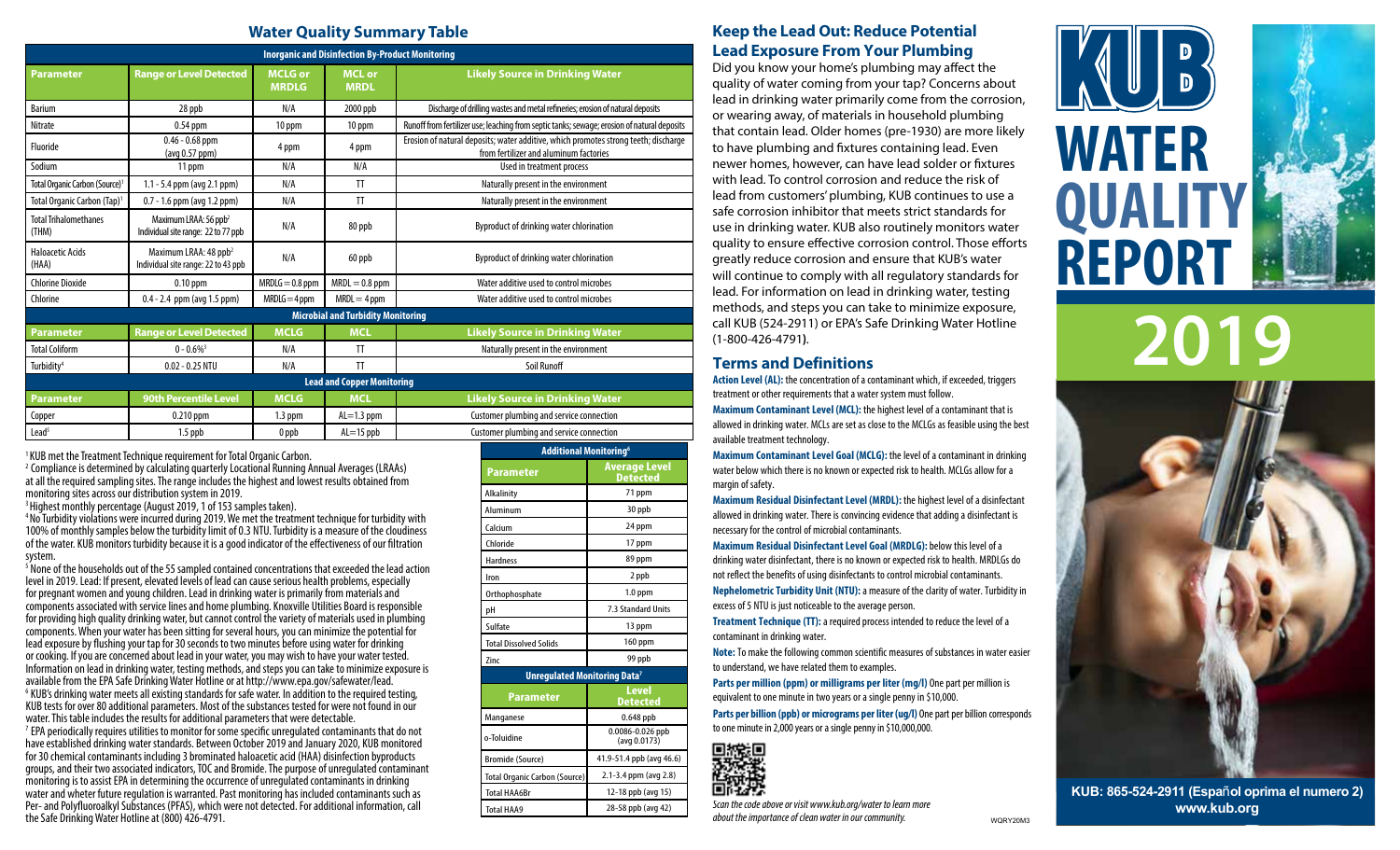## Water Quality Summary Table

| Parameter | Range or Level Detected | MCLG or MRDLG | MCL or MRDL | Likely Source in Drinking Water |
|---|---|---|---|---|
| **Inorganic and Disinfection By-Product Monitoring** | | | | |
| Barium | 28 ppb | N/A | 2000 ppb | Discharge of drilling wastes and metal refineries; erosion of natural deposits |
| Nitrate | 0.54 ppm | 10 ppm | 10 ppm | Runoff from fertilizer use; leaching from septic tanks; sewage; erosion of natural deposits |
| Fluoride | 0.46 - 0.68 ppm (avg 0.57 ppm) | 4 ppm | 4 ppm | Erosion of natural deposits; water additive, which promotes strong teeth; discharge from fertilizer and aluminum factories |
| Sodium | 11 ppm | N/A | N/A | Used in treatment process |
| Total Organic Carbon (Source)[1] | 1.1 - 5.4 ppm (avg 2.1 ppm) | N/A | TT | Naturally present in the environment |
| Total Organic Carbon (Tap)[1] | 0.7 - 1.6 ppm (avg 1.2 ppm) | N/A | TT | Naturally present in the environment |
| Total Trihalomethanes (THM) | Maximum LRAA: 56 ppb[2] Individual site range: 22 to 77 ppb | N/A | 80 ppb | Byproduct of drinking water chlorination |
| Haloacetic Acids (HAA) | Maximum LRAA: 48 ppb[2] Individual site range: 22 to 43 ppb | N/A | 60 ppb | Byproduct of drinking water chlorination |
| Chlorine Dioxide | 0.10 ppm | MRDLG = 0.8 ppm | MRDL = 0.8 ppm | Water additive used to control microbes |
| Chlorine | 0.4 - 2.4 ppm (avg 1.5 ppm) | MRDLG = 4 ppm | MRDL = 4 ppm | Water additive used to control microbes |
| **Microbial and Turbidity Monitoring** | | | | |
| **Parameter** | **Range or Level Detected** | **MCLG** | **MCL** | **Likely Source in Drinking Water** |
| Total Coliform | 0 - 0.6%[3] | N/A | TT | Naturally present in the environment |
| Turbidity[4] | 0.02 - 0.25 NTU | N/A | TT | Soil Runoff |
| **Lead and Copper Monitoring** | | | | |
| **Parameter** | **90th Percentile Level** | **MCLG** | **MCL** | **Likely Source in Drinking Water** |
| Copper | 0.210 ppm | 1.3 ppm | AL=1.3 ppm | Customer plumbing and service connection |
| Lead[5] | 1.5 ppb | 0 ppb | AL=15 ppb | Customer plumbing and service connection |

[1] KUB met the Treatment Technique requirement for Total Organic Carbon.
[2] Compliance is determined by calculating quarterly Locational Running Annual Averages (LRAAs) at all the required sampling sites. The range includes the highest and lowest results obtained from monitoring sites across our distribution system in 2019.
[3] Highest monthly percentage (August 2019, 1 of 153 samples taken).
[4] No Turbidity violations were incurred during 2019. We met the treatment technique for turbidity with 100% of monthly samples below the turbidity limit of 0.3 NTU. Turbidity is a measure of the cloudiness of the water. KUB monitors turbidity because it is a good indicator of the effectiveness of our filtration system.
[5] None of the households out of the 55 sampled contained concentrations that exceeded the lead action level in 2019. Lead: If present, elevated levels of lead can cause serious health problems, especially for pregnant women and young children. Lead in drinking water is primarily from materials and components associated with service lines and home plumbing. Knoxville Utilities Board is responsible for providing high quality drinking water, but cannot control the variety of materials used in plumbing components. When your water has been sitting for several hours, you can minimize the potential for lead exposure by flushing your tap for 30 seconds to two minutes before using water for drinking or cooking. If you are concerned about lead in your water, you may wish to have your water tested. Information on lead in drinking water, testing methods, and steps you can take to minimize exposure is available from the EPA Safe Drinking Water Hotline or at http://www.epa.gov/safewater/lead.
[6] KUB's drinking water meets all existing standards for safe water. In addition to the required testing, KUB tests for over 80 additional parameters. Most of the substances tested for were not found in our water. This table includes the results for additional parameters that were detectable.
[7] EPA periodically requires utilities to monitor for some specific unregulated contaminants that do not have established drinking water standards. Between October 2019 and January 2020, KUB monitored for 30 chemical contaminants including 3 brominated haloacetic acid (HAA) disinfection byproducts groups, and their two associated indicators, TOC and Bromide. The purpose of unregulated contaminant monitoring is to assist EPA in determining the occurrence of unregulated contaminants in drinking water and whether future regulation is warranted. Past monitoring has included contaminants such as Per- and Polyfluoroalkyl Substances (PFAS), which were not detected. For additional information, call the Safe Drinking Water Hotline at (800) 426-4791.

| Additional Monitoring[6] | |
|---|---|
| **Parameter** | **Average Level Detected** |
| Alkalinity | 71 ppm |
| Aluminum | 30 ppb |
| Calcium | 24 ppm |
| Chloride | 17 ppm |
| Hardness | 89 ppm |
| Iron | 2 ppb |
| Orthophosphate | 1.0 ppm |
| pH | 7.3 Standard Units |
| Sulfate | 13 ppm |
| Total Dissolved Solids | 160 ppm |
| Zinc | 99 ppb |

| Unregulated Monitoring Data[7] | |
|---|---|
| **Parameter** | **Level Detected** |
| Manganese | 0.648 ppb |
| o-Toluidine | 0.0086-0.026 ppb (avg 0.0173) |
| Bromide (Source) | 41.9-51.4 ppb (avg 46.6) |
| Total Organic Carbon (Source) | 2.1-3.4 ppm (avg 2.8) |
| Total HAA6Br | 12-18 ppb (avg 15) |
| Total HAA9 | 28-58 ppb (avg 42) |

## Keep the Lead Out: Reduce Potential Lead Exposure From Your Plumbing

Did you know your home's plumbing may affect the quality of water coming from your tap? Concerns about lead in drinking water primarily come from the corrosion, or wearing away, of materials in household plumbing that contain lead. Older homes (pre-1930) are more likely to have plumbing and fixtures containing lead. Even newer homes, however, can have lead solder or fixtures with lead. To control corrosion and reduce the risk of lead from customers' plumbing, KUB continues to use a safe corrosion inhibitor that meets strict standards for use in drinking water. KUB also routinely monitors water quality to ensure effective corrosion control. Those efforts greatly reduce corrosion and ensure that KUB's water will continue to comply with all regulatory standards for lead. For information on lead in drinking water, testing methods, and steps you can take to minimize exposure, call KUB (524-2911) or EPA's Safe Drinking Water Hotline (1-800-426-4791).

## Terms and Definitions

**Action Level (AL):** the concentration of a contaminant which, if exceeded, triggers treatment or other requirements that a water system must follow.

**Maximum Contaminant Level (MCL):** the highest level of a contaminant that is allowed in drinking water. MCLs are set as close to the MCLGs as feasible using the best available treatment technology.

**Maximum Contaminant Level Goal (MCLG):** the level of a contaminant in drinking water below which there is no known or expected risk to health. MCLGs allow for a margin of safety.

**Maximum Residual Disinfectant Level (MRDL):** the highest level of a disinfectant allowed in drinking water. There is convincing evidence that adding a disinfectant is necessary for the control of microbial contaminants.

**Maximum Residual Disinfectant Level Goal (MRDLG):** below this level of a drinking water disinfectant, there is no known or expected risk to health. MRDLGs do not reflect the benefits of using disinfectants to control microbial contaminants.

**Nephelometric Turbidity Unit (NTU):** a measure of the clarity of water. Turbidity in excess of 5 NTU is just noticeable to the average person.

**Treatment Technique (TT):** a required process intended to reduce the level of a contaminant in drinking water.

**Note:** To make the following common scientific measures of substances in water easier to understand, we have related them to examples.

**Parts per million (ppm) or milligrams per liter (mg/l)** One part per million is equivalent to one minute in two years or a single penny in $10,000.

**Parts per billion (ppb) or micrograms per liter (ug/l)** One part per billion corresponds to one minute in 2,000 years or a single penny in $10,000,000.

*Scan the code above or visit www.kub.org/water to learn more about the importance of clean water in our community.*

WQRY20M3

# KUB WATER QUALITY REPORT

# 2019

**KUB: 865-524-2911 (Español oprima el numero 2)**
**www.kub.org**